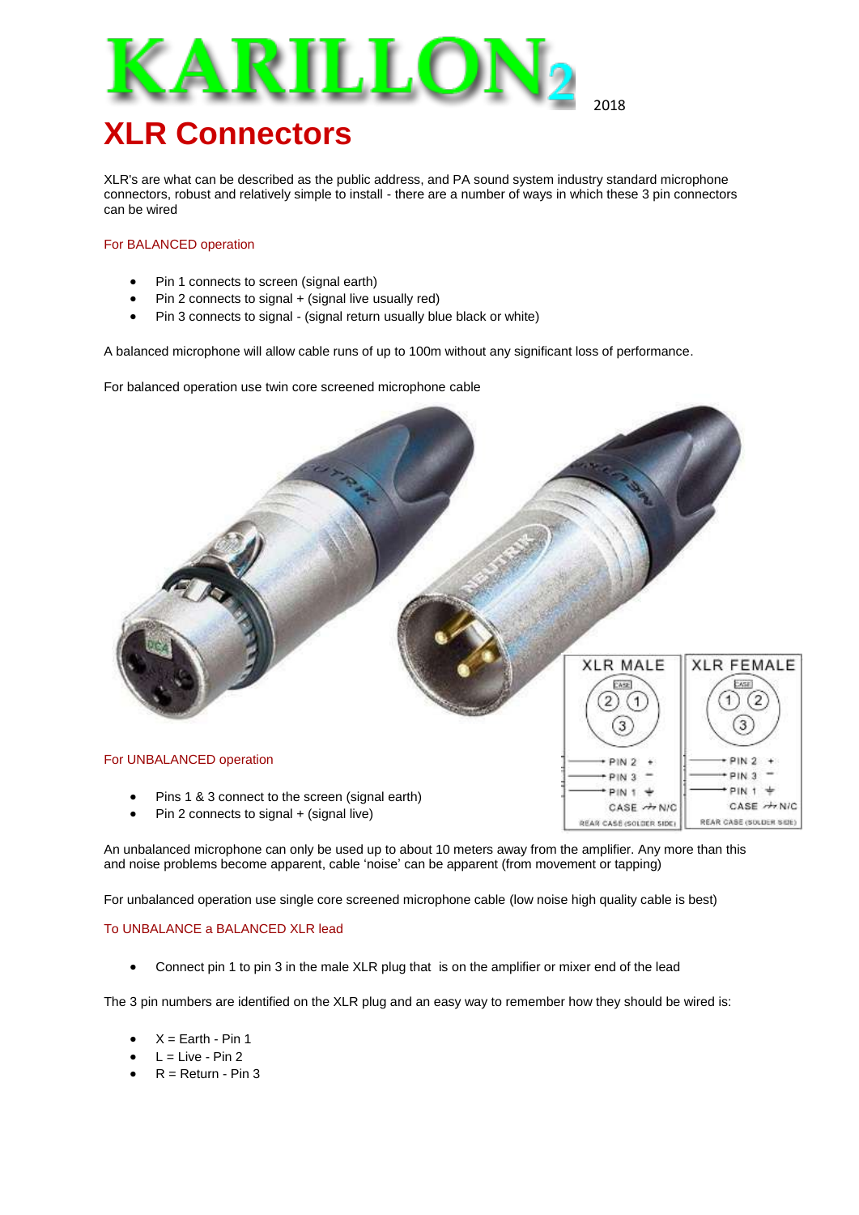# KARILLON2 2018

## XLR Connectors

XLR's are what can be described as the public address, and PA sound system industry standard microphone connectors, robust and relatively simple to install - there are a number of ways in which these 3 pin connectors can be wired

### For BALANCED operation

- Pin 1 connects to screen (signal earth)
- Pin 2 connects to signal + (signal live usually red)
- Pin 3 connects to signal - (signal return usually blue black or white)

A balanced microphone will allow cable runs of up to 100m without any significant loss of performance.

For balanced operation use twin core screened microphone cable

### For UNBALANCED operation

- Pins 1 & 3 connect to the screen (signal earth)
- Pin 2 connects to signal + (signal live)

An unbalanced microphone can only be used up to about 10 meters away from the amplifier. Any more than this and noise problems become apparent, cable 'noise' can be apparent (from movement or tapping)

For unbalanced operation use single core screened microphone cable (low noise high quality cable is best)

### To UNBALANCE a BALANCED XLR lead

- Connect pin 1 to pin 3 in the male XLR plug that is on the amplifier or mixer end of the lead

The 3 pin numbers are identified on the XLR plug and an easy way to remember how they should be wired is:

- X = Earth - Pin 1
- L = Live - Pin 2
- R = Return - Pin 3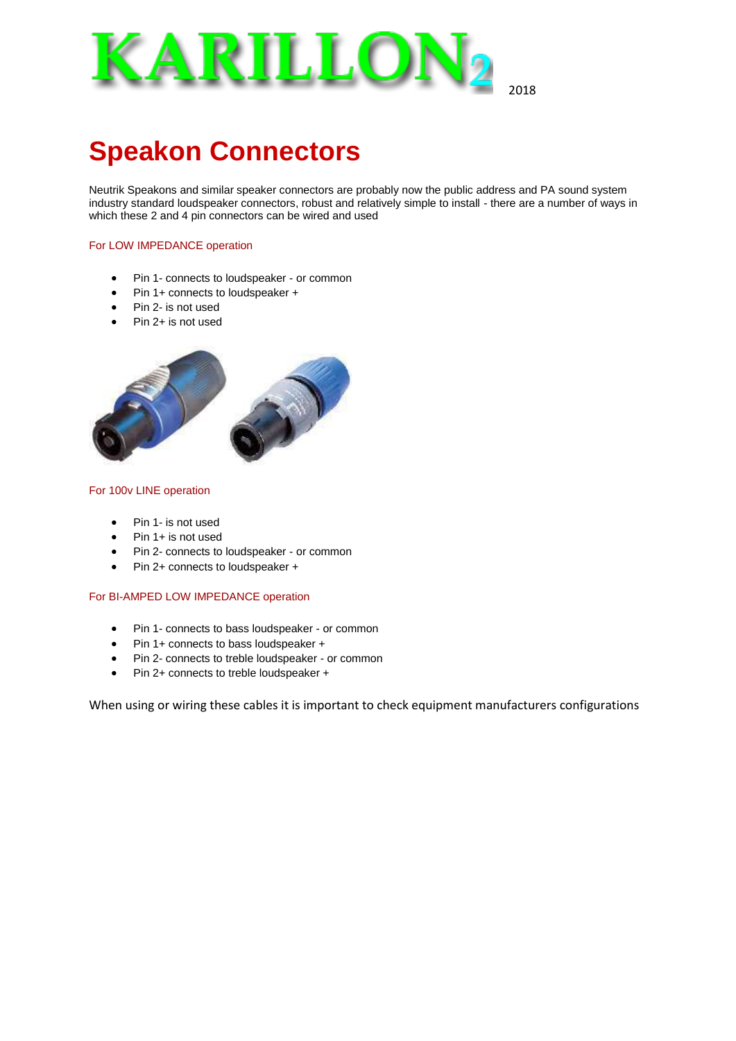KARILLON2 2018

# Speakon Connectors

Neutrik Speakons and similar speaker connectors are probably now the public address and PA sound system industry standard loudspeaker connectors, robust and relatively simple to install - there are a number of ways in which these 2 and 4 pin connectors can be wired and used

For LOW IMPEDANCE operation

- Pin 1- connects to loudspeaker - or common
- Pin 1+ connects to loudspeaker +
- Pin 2- is not used
- Pin 2+ is not used

For 100v LINE operation

- Pin 1- is not used
- Pin 1+ is not used
- Pin 2- connects to loudspeaker - or common
- Pin 2+ connects to loudspeaker +

For BI-AMPED LOW IMPEDANCE operation

- Pin 1- connects to bass loudspeaker - or common
- Pin 1+ connects to bass loudspeaker +
- Pin 2- connects to treble loudspeaker - or common
- Pin 2+ connects to treble loudspeaker +

When using or wiring these cables it is important to check equipment manufacturers configurations